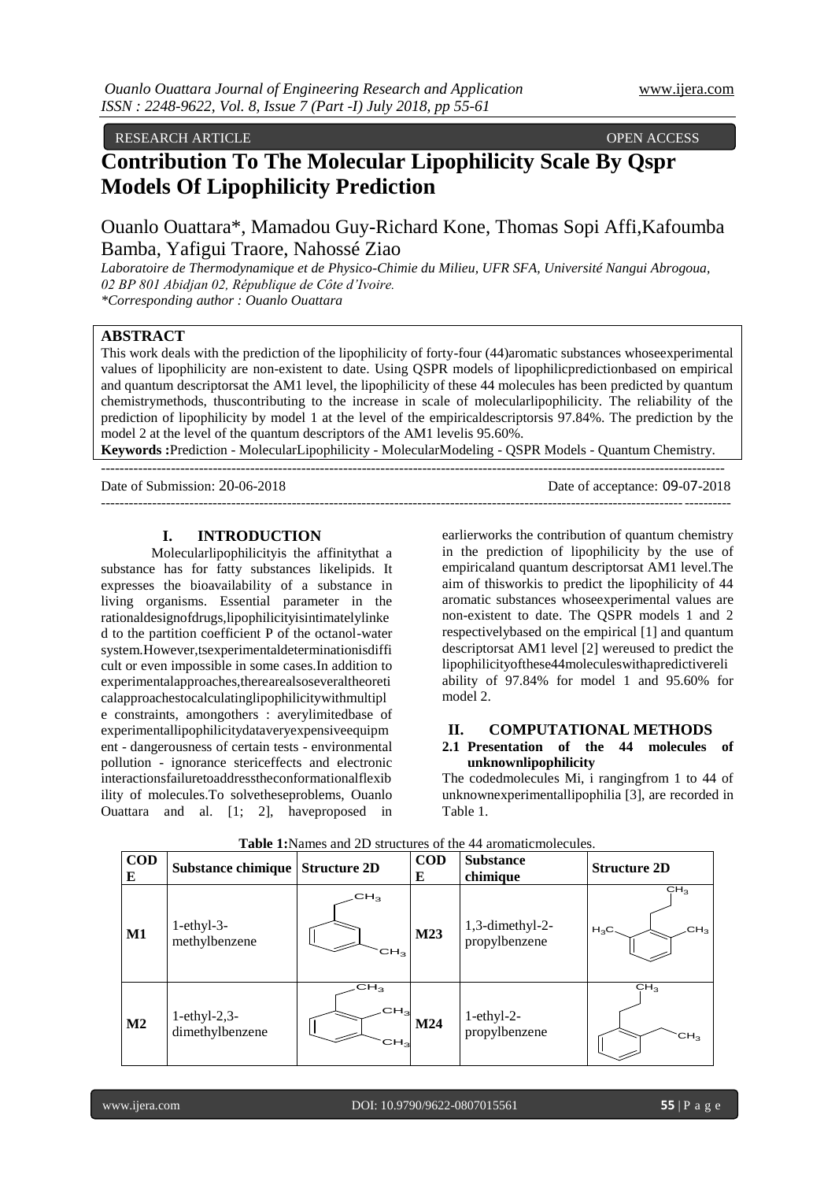RESEARCH ARTICLE OPEN ACCESS

# Contribution To The Molecular Lipophilicity Scale By Qspr Models Of Lipophilicity Prediction

Ouanlo Ouattara*, Mamadou Guy-Richard Kone, Thomas Sopi Affi, Kafoumba Bamba, Yafigui Traore, Nahossé Ziao

*Laboratoire de Thermodynamique et de Physico-Chimie du Milieu, UFR SFA, Université Nangui Abrogoua, 02 BP 801 Abidjan 02, République de Côte d'Ivoire.*
*\*Corresponding author : Ouanlo Ouattara*

## ABSTRACT

This work deals with the prediction of the lipophilicity of forty-four (44) aromatic substances whose experimental values of lipophilicity are non-existent to date. Using QSPR models of lipophilic prediction based on empirical and quantum descriptors at the AM1 level, the lipophilicity of these 44 molecules has been predicted by quantum chemistry methods, thus contributing to the increase in scale of molecular lipophilicity. The reliability of the prediction of lipophilicity by model 1 at the level of the empirical descriptors is 97.84%. The prediction by the model 2 at the level of the quantum descriptors of the AM1 level is 95.60%.

**Keywords :** Prediction - Molecular Lipophilicity - Molecular Modeling - QSPR Models - Quantum Chemistry.

Date of Submission: 20-06-2018 Date of acceptance: 09-07-2018

## I. INTRODUCTION

Molecular lipophilicity is the affinity that a substance has for fatty substances like lipids. It expresses the bioavailability of a substance in living organisms. Essential parameter in the rational design of drugs, lipophilicity is intimately linked to the partition coefficient P of the octanol-water system. However, its experimental determination is difficult or even impossible in some cases. In addition to experimental approaches, there are also several theoretical approaches to calculating lipophilicity with multiple constraints, among others : a very limited base of experimental lipophilicity data very expensive equipment - dangerousness of certain tests - environmental pollution - ignorance steric effects and electronic interactions failure to address the conformational flexibility of molecules. To solve these problems, Ouanlo Ouattara and al. [1; 2], have proposed in earlier works the contribution of quantum chemistry in the prediction of lipophilicity by the use of empirical and quantum descriptors at AM1 level. The aim of this work is to predict the lipophilicity of 44 aromatic substances whose experimental values are non-existent to date. The QSPR models 1 and 2 respectively based on the empirical [1] and quantum descriptors at AM1 level [2] were used to predict the lipophilicity of these 44 molecules with a predictive reliability of 97.84% for model 1 and 95.60% for model 2.

## II. COMPUTATIONAL METHODS

### 2.1 Presentation of the 44 molecules of unknown lipophilicity

The coded molecules Mi, i ranging from 1 to 44 of unknown experimental lipophilia [3], are recorded in Table 1.

**Table 1:** Names and 2D structures of the 44 aromatic molecules.

| CODE | Substance chimique | Structure 2D | CODE | Substance chimique | Structure 2D |
|---|---|---|---|---|---|
| M1 | 1-ethyl-3-methylbenzene | | M23 | 1,3-dimethyl-2-propylbenzene | |
| M2 | 1-ethyl-2,3-dimethylbenzene | | M24 | 1-ethyl-2-propylbenzene | |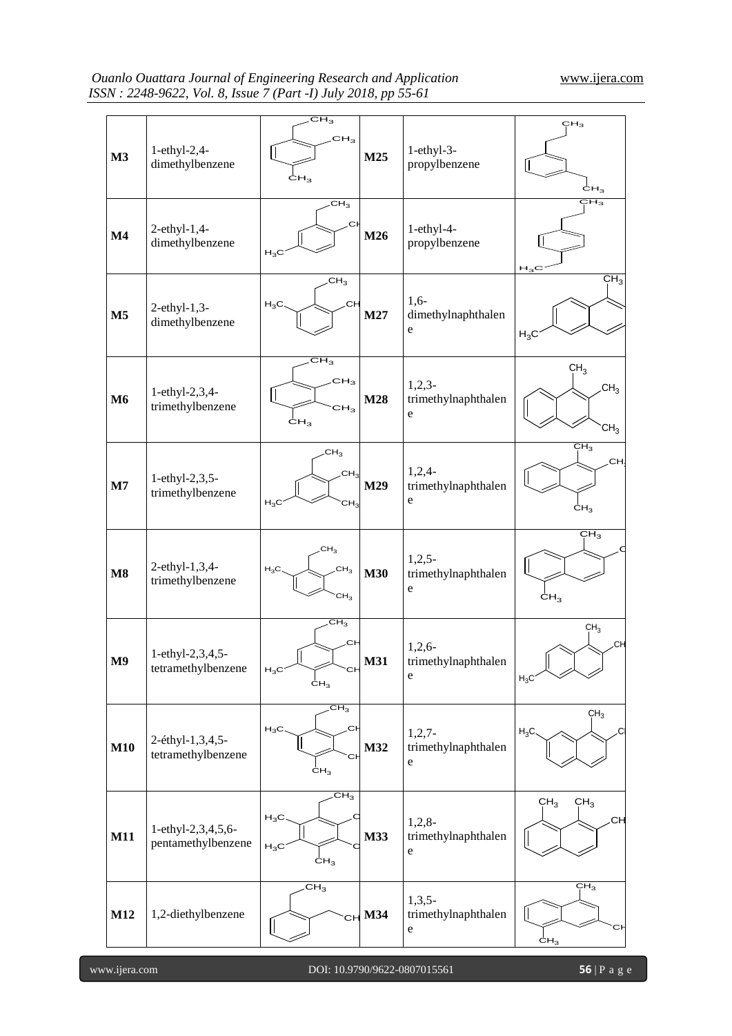| M3 | 1-ethyl-2,4-dimethylbenzene | | M25 | 1-ethyl-3-propylbenzene | |
|---|---|---|---|---|---|
| M4 | 2-ethyl-1,4-dimethylbenzene | | M26 | 1-ethyl-4-propylbenzene | |
| M5 | 2-ethyl-1,3-dimethylbenzene | | M27 | 1,6-dimethylnaphthalene | |
| M6 | 1-ethyl-2,3,4-trimethylbenzene | | M28 | 1,2,3-trimethylnaphthalene | |
| M7 | 1-ethyl-2,3,5-trimethylbenzene | | M29 | 1,2,4-trimethylnaphthalene | |
| M8 | 2-ethyl-1,3,4-trimethylbenzene | | M30 | 1,2,5-trimethylnaphthalene | |
| M9 | 1-ethyl-2,3,4,5-tetramethylbenzene | | M31 | 1,2,6-trimethylnaphthalene | |
| M10 | 2-éthyl-1,3,4,5-tetramethylbenzene | | M32 | 1,2,7-trimethylnaphthalene | |
| M11 | 1-ethyl-2,3,4,5,6-pentamethylbenzene | | M33 | 1,2,8-trimethylnaphthalene | |
| M12 | 1,2-diethylbenzene | | M34 | 1,3,5-trimethylnaphthalene | |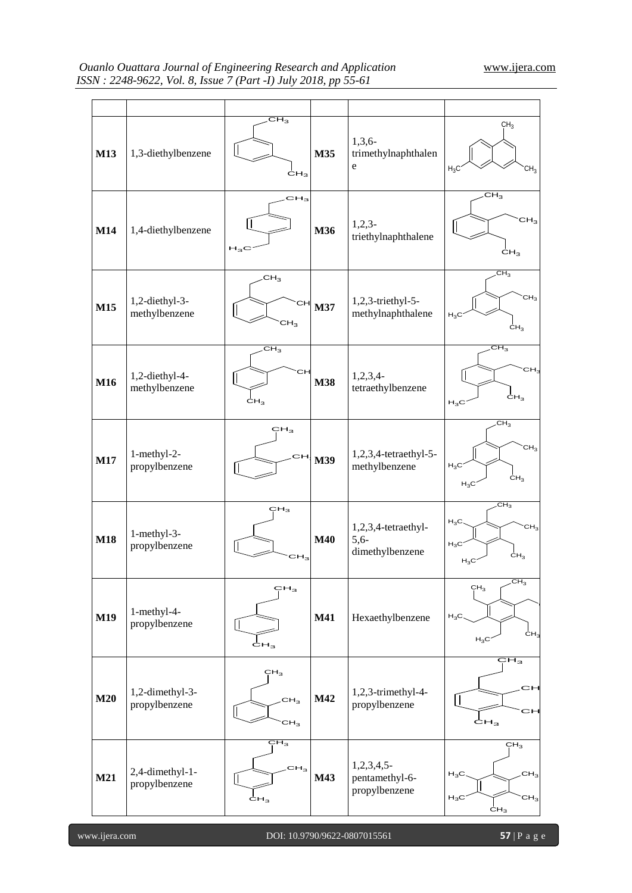|  |  |  |  |  |  |
|---|---|---|---|---|---|
| **M13** | 1,3-diethylbenzene |  | **M35** | 1,3,6-trimethylnaphthalene |  |
| **M14** | 1,4-diethylbenzene |  | **M36** | 1,2,3-triethylnaphthalene |  |
| **M15** | 1,2-diethyl-3-methylbenzene |  | **M37** | 1,2,3-triethyl-5-methylnaphthalene |  |
| **M16** | 1,2-diethyl-4-methylbenzene |  | **M38** | 1,2,3,4-tetraethylbenzene |  |
| **M17** | 1-methyl-2-propylbenzene |  | **M39** | 1,2,3,4-tetraethyl-5-methylbenzene |  |
| **M18** | 1-methyl-3-propylbenzene |  | **M40** | 1,2,3,4-tetraethyl-5,6-dimethylbenzene |  |
| **M19** | 1-methyl-4-propylbenzene |  | **M41** | Hexaethylbenzene |  |
| **M20** | 1,2-dimethyl-3-propylbenzene |  | **M42** | 1,2,3-trimethyl-4-propylbenzene |  |
| **M21** | 2,4-dimethyl-1-propylbenzene |  | **M43** | 1,2,3,4,5-pentamethyl-6-propylbenzene |  |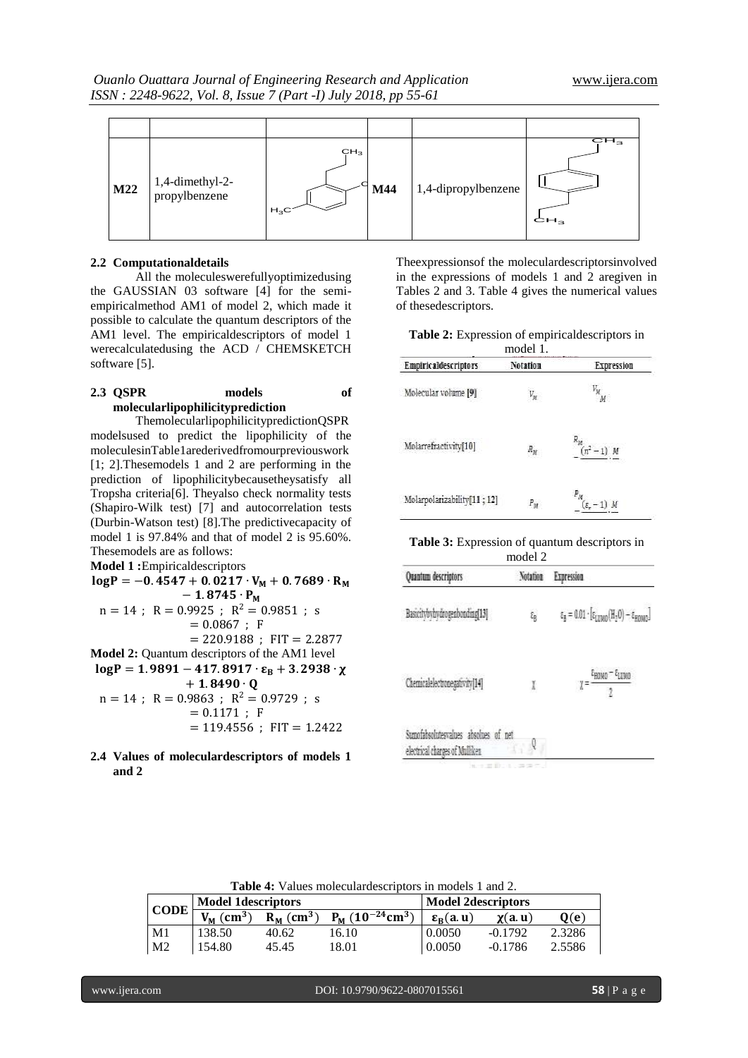| | | | | | |
|---|---|---|---|---|---|
| M22 | 1,4-dimethyl-2-propylbenzene | | M44 | 1,4-dipropylbenzene | |

### 2.2 Computationaldetails

All the moleculeswerefullyoptimizedusing the GAUSSIAN 03 software [4] for the semi-empiricalmethod AM1 of model 2, which made it possible to calculate the quantum descriptors of the AM1 level. The empiricaldescriptors of model 1 werecalculatedusing the ACD / CHEMSKETCH software [5].

### 2.3 QSPR models of molecularlipophilicityprediction

ThemolecularlipophilicitypredictionQSPR modelsused to predict the lipophilicity of the moleculesinTable1arederivedfromourpreviouswork [1; 2].Thesemodels 1 and 2 are performing in the prediction of lipophilicitybecausetheysatisfy all Tropsha criteria[6]. Theyalso check normality tests (Shapiro-Wilk test) [7] and autocorrelation tests (Durbin-Watson test) [8].The predictivecapacity of model 1 is 97.84% and that of model 2 is 95.60%. Thesemodels are as follows:

**Model 1 :**Empiricaldescriptors

$$\mathbf{logP = -0.4547 + 0.0217 \cdot V_M + 0.7689 \cdot R_M - 1.8745 \cdot P_M}$$

$n = 14$ ; $R = 0.9925$ ; $R^2 = 0.9851$ ; $s = 0.0867$ ; $F = 220.9188$ ; $FIT = 2.2877$

**Model 2:** Quantum descriptors of the AM1 level

$$\mathbf{logP = 1.9891 - 417.8917 \cdot \varepsilon_B + 3.2938 \cdot \chi + 1.8490 \cdot Q}$$

$n = 14$ ; $R = 0.9863$ ; $R^2 = 0.9729$ ; $s = 0.1171$ ; $F = 119.4556$ ; $FIT = 1.2422$

### 2.4 Values of moleculardescriptors of models 1 and 2

Theexpressionsof the moleculardescriptorsinvolved in the expressions of models 1 and 2 aregiven in Tables 2 and 3. Table 4 gives the numerical values of thesedescriptors.

**Table 2:** Expression of empiricaldescriptors in model 1.

| Empiricaldescriptors | Notation | Expression |
|---|---|---|
| Molecular volume [9] | $V_M$ | $\frac{V_M}{M}$ |
| Molarrefractivity[10] | $R_M$ | $\frac{R_M}{(n^2-1)} \cdot \frac{M}{}$ |
| Molarpolarizability[11 ; 12] | $P_M$ | $\frac{P_M}{(\varepsilon_r - 1)} \cdot \frac{M}{}$ |

**Table 3:** Expression of quantum descriptors in model 2

| Quantum descriptors | Notation | Expression |
|---|---|---|
| Basicitybyhydrogenbonding[13] | $\varepsilon_B$ | $\varepsilon_B = 0.01 \cdot [\varepsilon_{LUMO}(H_2O) - \varepsilon_{HOMO}]$ |
| Chemicalelectronegativity[14] | $\chi$ | $\chi = \frac{\varepsilon_{HOMO} - \varepsilon_{LUMO}}{2}$ |
| Sumofabsolutesvalues absolues of net electrical charges of Mulliken | Q | |

**Table 4:** Values moleculardescriptors in models 1 and 2.

| CODE | Model 1descriptors | | | Model 2descriptors | | |
|---|---|---|---|---|---|---|
| | $V_M$ ($cm^3$) | $R_M$ ($cm^3$) | $P_M$ ($10^{-24}cm^3$) | $\varepsilon_B$(a.u) | $\chi$(a.u) | Q(e) |
| M1 | 138.50 | 40.62 | 16.10 | 0.0050 | -0.1792 | 2.3286 |
| M2 | 154.80 | 45.45 | 18.01 | 0.0050 | -0.1786 | 2.5586 |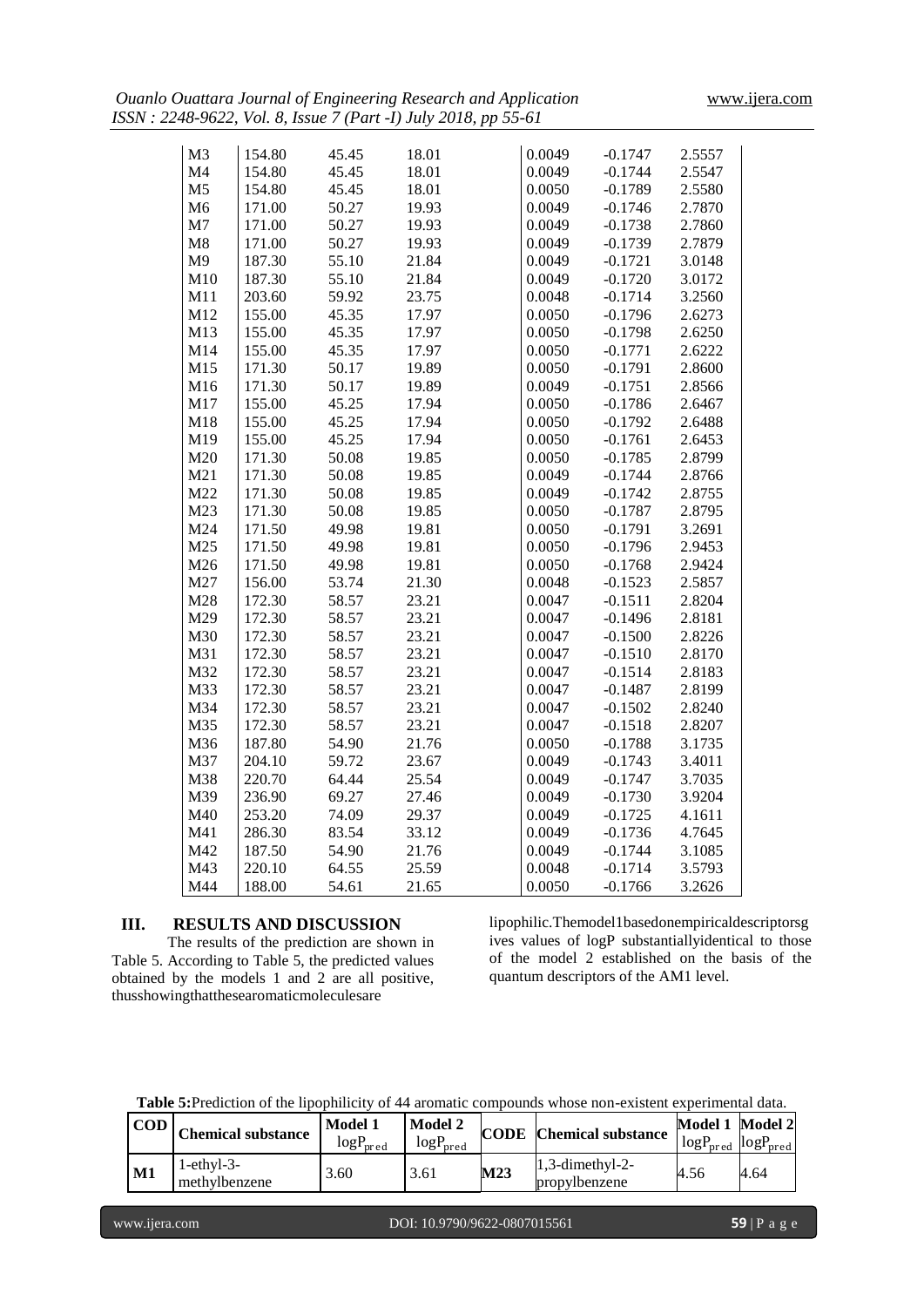| M3 | 154.80 | 45.45 | 18.01 | 0.0049 | -0.1747 | 2.5557 |
|---|---|---|---|---|---|---|
| M4 | 154.80 | 45.45 | 18.01 | 0.0049 | -0.1744 | 2.5547 |
| M5 | 154.80 | 45.45 | 18.01 | 0.0050 | -0.1789 | 2.5580 |
| M6 | 171.00 | 50.27 | 19.93 | 0.0049 | -0.1746 | 2.7870 |
| M7 | 171.00 | 50.27 | 19.93 | 0.0049 | -0.1738 | 2.7860 |
| M8 | 171.00 | 50.27 | 19.93 | 0.0049 | -0.1739 | 2.7879 |
| M9 | 187.30 | 55.10 | 21.84 | 0.0049 | -0.1721 | 3.0148 |
| M10 | 187.30 | 55.10 | 21.84 | 0.0049 | -0.1720 | 3.0172 |
| M11 | 203.60 | 59.92 | 23.75 | 0.0048 | -0.1714 | 3.2560 |
| M12 | 155.00 | 45.35 | 17.97 | 0.0050 | -0.1796 | 2.6273 |
| M13 | 155.00 | 45.35 | 17.97 | 0.0050 | -0.1798 | 2.6250 |
| M14 | 155.00 | 45.35 | 17.97 | 0.0050 | -0.1771 | 2.6222 |
| M15 | 171.30 | 50.17 | 19.89 | 0.0050 | -0.1791 | 2.8600 |
| M16 | 171.30 | 50.17 | 19.89 | 0.0049 | -0.1751 | 2.8566 |
| M17 | 155.00 | 45.25 | 17.94 | 0.0050 | -0.1786 | 2.6467 |
| M18 | 155.00 | 45.25 | 17.94 | 0.0050 | -0.1792 | 2.6488 |
| M19 | 155.00 | 45.25 | 17.94 | 0.0050 | -0.1761 | 2.6453 |
| M20 | 171.30 | 50.08 | 19.85 | 0.0050 | -0.1785 | 2.8799 |
| M21 | 171.30 | 50.08 | 19.85 | 0.0049 | -0.1744 | 2.8766 |
| M22 | 171.30 | 50.08 | 19.85 | 0.0049 | -0.1742 | 2.8755 |
| M23 | 171.30 | 50.08 | 19.85 | 0.0050 | -0.1787 | 2.8795 |
| M24 | 171.50 | 49.98 | 19.81 | 0.0050 | -0.1791 | 3.2691 |
| M25 | 171.50 | 49.98 | 19.81 | 0.0050 | -0.1796 | 2.9453 |
| M26 | 171.50 | 49.98 | 19.81 | 0.0050 | -0.1768 | 2.9424 |
| M27 | 156.00 | 53.74 | 21.30 | 0.0048 | -0.1523 | 2.5857 |
| M28 | 172.30 | 58.57 | 23.21 | 0.0047 | -0.1511 | 2.8204 |
| M29 | 172.30 | 58.57 | 23.21 | 0.0047 | -0.1496 | 2.8181 |
| M30 | 172.30 | 58.57 | 23.21 | 0.0047 | -0.1500 | 2.8226 |
| M31 | 172.30 | 58.57 | 23.21 | 0.0047 | -0.1510 | 2.8170 |
| M32 | 172.30 | 58.57 | 23.21 | 0.0047 | -0.1514 | 2.8183 |
| M33 | 172.30 | 58.57 | 23.21 | 0.0047 | -0.1487 | 2.8199 |
| M34 | 172.30 | 58.57 | 23.21 | 0.0047 | -0.1502 | 2.8240 |
| M35 | 172.30 | 58.57 | 23.21 | 0.0047 | -0.1518 | 2.8207 |
| M36 | 187.80 | 54.90 | 21.76 | 0.0050 | -0.1788 | 3.1735 |
| M37 | 204.10 | 59.72 | 23.67 | 0.0049 | -0.1743 | 3.4011 |
| M38 | 220.70 | 64.44 | 25.54 | 0.0049 | -0.1747 | 3.7035 |
| M39 | 236.90 | 69.27 | 27.46 | 0.0049 | -0.1730 | 3.9204 |
| M40 | 253.20 | 74.09 | 29.37 | 0.0049 | -0.1725 | 4.1611 |
| M41 | 286.30 | 83.54 | 33.12 | 0.0049 | -0.1736 | 4.7645 |
| M42 | 187.50 | 54.90 | 21.76 | 0.0049 | -0.1744 | 3.1085 |
| M43 | 220.10 | 64.55 | 25.59 | 0.0048 | -0.1714 | 3.5793 |
| M44 | 188.00 | 54.61 | 21.65 | 0.0050 | -0.1766 | 3.2626 |

## III. RESULTS AND DISCUSSION

The results of the prediction are shown in Table 5. According to Table 5, the predicted values obtained by the models 1 and 2 are all positive, thusshowingthatthesearomaticmoleculesare lipophilic.Themodel1basedonempiricaldescriptorsgives values of logP substantiallyidentical to those of the model 2 established on the basis of the quantum descriptors of the AM1 level.

**Table 5:**Prediction of the lipophilicity of 44 aromatic compounds whose non-existent experimental data.

| COD | Chemical substance | Model 1 $logP_{pred}$ | Model 2 $logP_{pred}$ | CODE | Chemical substance | Model 1 $logP_{pred}$ | Model 2 $logP_{pred}$ |
|---|---|---|---|---|---|---|---|
| **M1** | 1-ethyl-3-methylbenzene | 3.60 | 3.61 | **M23** | 1,3-dimethyl-2-propylbenzene | 4.56 | 4.64 |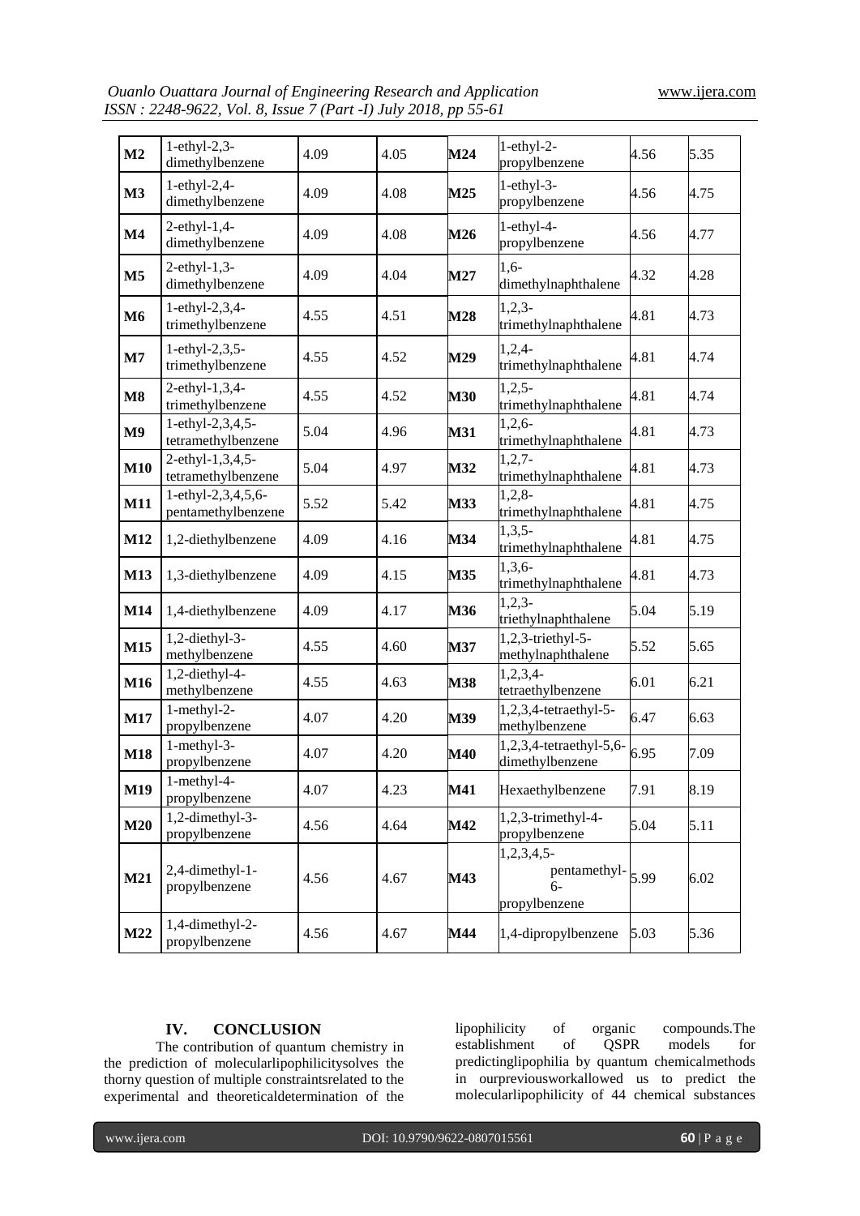| M2 | 1-ethyl-2,3-dimethylbenzene | 4.09 | 4.05 | M24 | 1-ethyl-2-propylbenzene | 4.56 | 5.35 |
|---|---|---|---|---|---|---|---|
| M3 | 1-ethyl-2,4-dimethylbenzene | 4.09 | 4.08 | M25 | 1-ethyl-3-propylbenzene | 4.56 | 4.75 |
| M4 | 2-ethyl-1,4-dimethylbenzene | 4.09 | 4.08 | M26 | 1-ethyl-4-propylbenzene | 4.56 | 4.77 |
| M5 | 2-ethyl-1,3-dimethylbenzene | 4.09 | 4.04 | M27 | 1,6-dimethylnaphthalene | 4.32 | 4.28 |
| M6 | 1-ethyl-2,3,4-trimethylbenzene | 4.55 | 4.51 | M28 | 1,2,3-trimethylnaphthalene | 4.81 | 4.73 |
| M7 | 1-ethyl-2,3,5-trimethylbenzene | 4.55 | 4.52 | M29 | 1,2,4-trimethylnaphthalene | 4.81 | 4.74 |
| M8 | 2-ethyl-1,3,4-trimethylbenzene | 4.55 | 4.52 | M30 | 1,2,5-trimethylnaphthalene | 4.81 | 4.74 |
| M9 | 1-ethyl-2,3,4,5-tetramethylbenzene | 5.04 | 4.96 | M31 | 1,2,6-trimethylnaphthalene | 4.81 | 4.73 |
| M10 | 2-ethyl-1,3,4,5-tetramethylbenzene | 5.04 | 4.97 | M32 | 1,2,7-trimethylnaphthalene | 4.81 | 4.73 |
| M11 | 1-ethyl-2,3,4,5,6-pentamethylbenzene | 5.52 | 5.42 | M33 | 1,2,8-trimethylnaphthalene | 4.81 | 4.75 |
| M12 | 1,2-diethylbenzene | 4.09 | 4.16 | M34 | 1,3,5-trimethylnaphthalene | 4.81 | 4.75 |
| M13 | 1,3-diethylbenzene | 4.09 | 4.15 | M35 | 1,3,6-trimethylnaphthalene | 4.81 | 4.73 |
| M14 | 1,4-diethylbenzene | 4.09 | 4.17 | M36 | 1,2,3-triethylnaphthalene | 5.04 | 5.19 |
| M15 | 1,2-diethyl-3-methylbenzene | 4.55 | 4.60 | M37 | 1,2,3-triethyl-5-methylnaphthalene | 5.52 | 5.65 |
| M16 | 1,2-diethyl-4-methylbenzene | 4.55 | 4.63 | M38 | 1,2,3,4-tetraethylbenzene | 6.01 | 6.21 |
| M17 | 1-methyl-2-propylbenzene | 4.07 | 4.20 | M39 | 1,2,3,4-tetraethyl-5-methylbenzene | 6.47 | 6.63 |
| M18 | 1-methyl-3-propylbenzene | 4.07 | 4.20 | M40 | 1,2,3,4-tetraethyl-5,6-dimethylbenzene | 6.95 | 7.09 |
| M19 | 1-methyl-4-propylbenzene | 4.07 | 4.23 | M41 | Hexaethylbenzene | 7.91 | 8.19 |
| M20 | 1,2-dimethyl-3-propylbenzene | 4.56 | 4.64 | M42 | 1,2,3-trimethyl-4-propylbenzene | 5.04 | 5.11 |
| M21 | 2,4-dimethyl-1-propylbenzene | 4.56 | 4.67 | M43 | 1,2,3,4,5-pentamethyl-6-propylbenzene | 5.99 | 6.02 |
| M22 | 1,4-dimethyl-2-propylbenzene | 4.56 | 4.67 | M44 | 1,4-dipropylbenzene | 5.03 | 5.36 |

## IV. CONCLUSION

The contribution of quantum chemistry in the prediction of molecularlipophilicitysolves the thorny question of multiple constraintsrelated to the experimental and theoreticaldetermination of the lipophilicity of organic compounds.The establishment of QSPR models for predictinglipophilia by quantum chemicalmethods in ourpreviousworkallowed us to predict the molecularlipophilicity of 44 chemical substances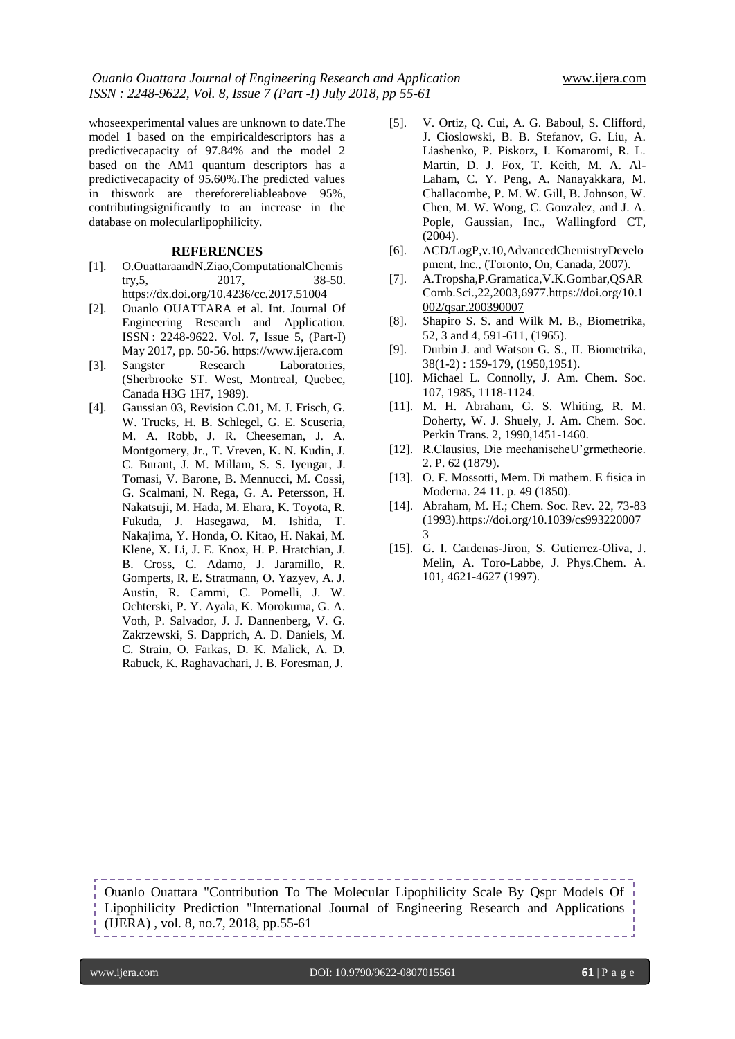whoseexperimental values are unknown to date.The model 1 based on the empiricaldescriptors has a predictivecapacity of 97.84% and the model 2 based on the AM1 quantum descriptors has a predictivecapacity of 95.60%.The predicted values in thiswork are thereforereliableabove 95%, contributingsignificantly to an increase in the database on molecularlipophilicity.

## REFERENCES

- [1]. O.OuattaraandN.Ziao,ComputationalChemistry,5, 2017, 38-50. https://dx.doi.org/10.4236/cc.2017.51004
- [2]. Ouanlo OUATTARA et al. Int. Journal Of Engineering Research and Application. ISSN : 2248-9622. Vol. 7, Issue 5, (Part-I) May 2017, pp. 50-56. https://www.ijera.com
- [3]. Sangster Research Laboratories, (Sherbrooke ST. West, Montreal, Quebec, Canada H3G 1H7, 1989).
- [4]. Gaussian 03, Revision C.01, M. J. Frisch, G. W. Trucks, H. B. Schlegel, G. E. Scuseria, M. A. Robb, J. R. Cheeseman, J. A. Montgomery, Jr., T. Vreven, K. N. Kudin, J. C. Burant, J. M. Millam, S. S. Iyengar, J. Tomasi, V. Barone, B. Mennucci, M. Cossi, G. Scalmani, N. Rega, G. A. Petersson, H. Nakatsuji, M. Hada, M. Ehara, K. Toyota, R. Fukuda, J. Hasegawa, M. Ishida, T. Nakajima, Y. Honda, O. Kitao, H. Nakai, M. Klene, X. Li, J. E. Knox, H. P. Hratchian, J. B. Cross, C. Adamo, J. Jaramillo, R. Gomperts, R. E. Stratmann, O. Yazyev, A. J. Austin, R. Cammi, C. Pomelli, J. W. Ochterski, P. Y. Ayala, K. Morokuma, G. A. Voth, P. Salvador, J. J. Dannenberg, V. G. Zakrzewski, S. Dapprich, A. D. Daniels, M. C. Strain, O. Farkas, D. K. Malick, A. D. Rabuck, K. Raghavachari, J. B. Foresman, J.
- [5]. V. Ortiz, Q. Cui, A. G. Baboul, S. Clifford, J. Cioslowski, B. B. Stefanov, G. Liu, A. Liashenko, P. Piskorz, I. Komaromi, R. L. Martin, D. J. Fox, T. Keith, M. A. Al-Laham, C. Y. Peng, A. Nanayakkara, M. Challacombe, P. M. W. Gill, B. Johnson, W. Chen, M. W. Wong, C. Gonzalez, and J. A. Pople, Gaussian, Inc., Wallingford CT, (2004).
- [6]. ACD/LogP,v.10,AdvancedChemistryDevelopment, Inc., (Toronto, On, Canada, 2007).
- [7]. A.Tropsha,P.Gramatica,V.K.Gombar,QSAR Comb.Sci.,22,2003,6977.https://doi.org/10.1002/qsar.200390007
- [8]. Shapiro S. S. and Wilk M. B., Biometrika, 52, 3 and 4, 591-611, (1965).
- [9]. Durbin J. and Watson G. S., II. Biometrika, 38(1-2) : 159-179, (1950,1951).
- [10]. Michael L. Connolly, J. Am. Chem. Soc. 107, 1985, 1118-1124.
- [11]. M. H. Abraham, G. S. Whiting, R. M. Doherty, W. J. Shuely, J. Am. Chem. Soc. Perkin Trans. 2, 1990,1451-1460.
- [12]. R.Clausius, Die mechanischeU'grmetheorie. 2. P. 62 (1879).
- [13]. O. F. Mossotti, Mem. Di mathem. E fisica in Moderna. 24 11. p. 49 (1850).
- [14]. Abraham, M. H.; Chem. Soc. Rev. 22, 73-83 (1993).https://doi.org/10.1039/cs9932200073
- [15]. G. I. Cardenas-Jiron, S. Gutierrez-Oliva, J. Melin, A. Toro-Labbe, J. Phys.Chem. A. 101, 4621-4627 (1997).

Ouanlo Ouattara "Contribution To The Molecular Lipophilicity Scale By Qspr Models Of Lipophilicity Prediction "International Journal of Engineering Research and Applications (IJERA) , vol. 8, no.7, 2018, pp.55-61